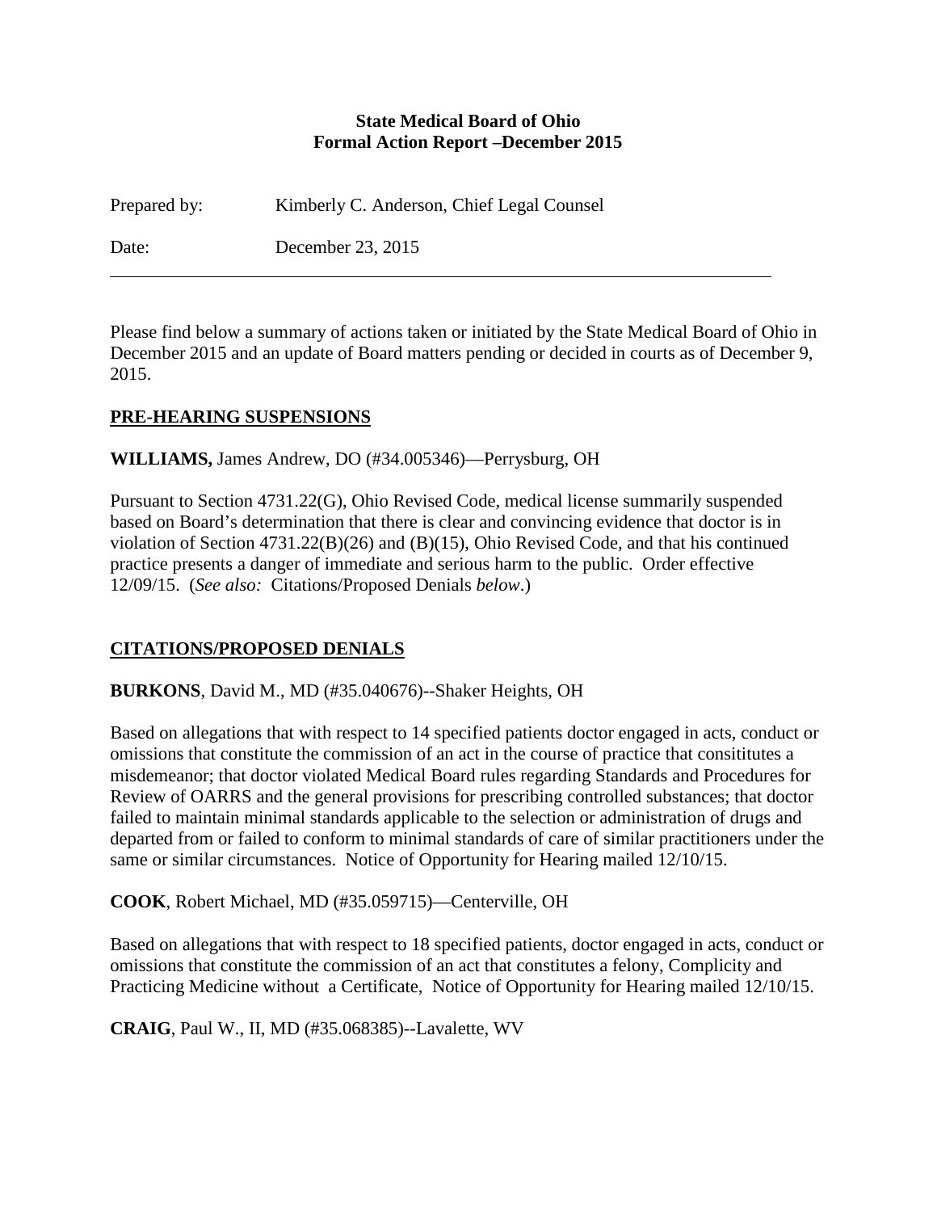**State Medical Board of Ohio**
**Formal Action Report –December 2015**

Prepared by: Kimberly C. Anderson, Chief Legal Counsel

Date: December 23, 2015

---

Please find below a summary of actions taken or initiated by the State Medical Board of Ohio in December 2015 and an update of Board matters pending or decided in courts as of December 9, 2015.

## PRE-HEARING SUSPENSIONS

**WILLIAMS,** James Andrew, DO (#34.005346)—Perrysburg, OH

Pursuant to Section 4731.22(G), Ohio Revised Code, medical license summarily suspended based on Board's determination that there is clear and convincing evidence that doctor is in violation of Section 4731.22(B)(26) and (B)(15), Ohio Revised Code, and that his continued practice presents a danger of immediate and serious harm to the public. Order effective 12/09/15. (*See also:* Citations/Proposed Denials *below*.)

## CITATIONS/PROPOSED DENIALS

**BURKONS**, David M., MD (#35.040676)--Shaker Heights, OH

Based on allegations that with respect to 14 specified patients doctor engaged in acts, conduct or omissions that constitute the commission of an act in the course of practice that consititutes a misdemeanor; that doctor violated Medical Board rules regarding Standards and Procedures for Review of OARRS and the general provisions for prescribing controlled substances; that doctor failed to maintain minimal standards applicable to the selection or administration of drugs and departed from or failed to conform to minimal standards of care of similar practitioners under the same or similar circumstances. Notice of Opportunity for Hearing mailed 12/10/15.

**COOK**, Robert Michael, MD (#35.059715)—Centerville, OH

Based on allegations that with respect to 18 specified patients, doctor engaged in acts, conduct or omissions that constitute the commission of an act that constitutes a felony, Complicity and Practicing Medicine without a Certificate, Notice of Opportunity for Hearing mailed 12/10/15.

**CRAIG**, Paul W., II, MD (#35.068385)--Lavalette, WV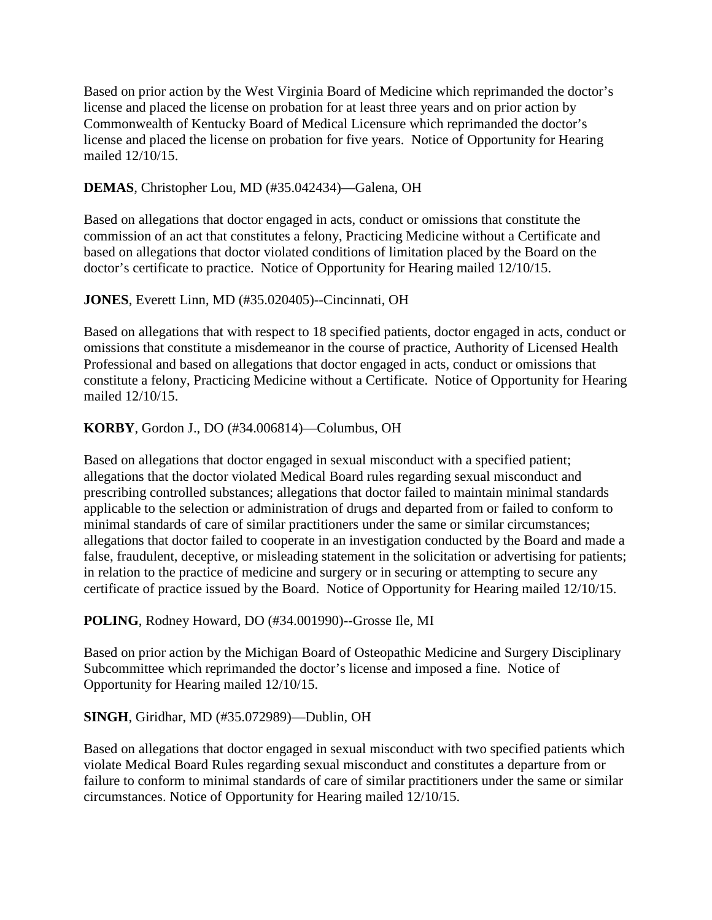Based on prior action by the West Virginia Board of Medicine which reprimanded the doctor's license and placed the license on probation for at least three years and on prior action by Commonwealth of Kentucky Board of Medical Licensure which reprimanded the doctor's license and placed the license on probation for five years. Notice of Opportunity for Hearing mailed 12/10/15.

**DEMAS**, Christopher Lou, MD (#35.042434)—Galena, OH

Based on allegations that doctor engaged in acts, conduct or omissions that constitute the commission of an act that constitutes a felony, Practicing Medicine without a Certificate and based on allegations that doctor violated conditions of limitation placed by the Board on the doctor's certificate to practice. Notice of Opportunity for Hearing mailed 12/10/15.

**JONES**, Everett Linn, MD (#35.020405)--Cincinnati, OH

Based on allegations that with respect to 18 specified patients, doctor engaged in acts, conduct or omissions that constitute a misdemeanor in the course of practice, Authority of Licensed Health Professional and based on allegations that doctor engaged in acts, conduct or omissions that constitute a felony, Practicing Medicine without a Certificate. Notice of Opportunity for Hearing mailed 12/10/15.

**KORBY**, Gordon J., DO (#34.006814)—Columbus, OH

Based on allegations that doctor engaged in sexual misconduct with a specified patient; allegations that the doctor violated Medical Board rules regarding sexual misconduct and prescribing controlled substances; allegations that doctor failed to maintain minimal standards applicable to the selection or administration of drugs and departed from or failed to conform to minimal standards of care of similar practitioners under the same or similar circumstances; allegations that doctor failed to cooperate in an investigation conducted by the Board and made a false, fraudulent, deceptive, or misleading statement in the solicitation or advertising for patients; in relation to the practice of medicine and surgery or in securing or attempting to secure any certificate of practice issued by the Board. Notice of Opportunity for Hearing mailed 12/10/15.

**POLING**, Rodney Howard, DO (#34.001990)--Grosse Ile, MI

Based on prior action by the Michigan Board of Osteopathic Medicine and Surgery Disciplinary Subcommittee which reprimanded the doctor's license and imposed a fine. Notice of Opportunity for Hearing mailed 12/10/15.

**SINGH**, Giridhar, MD (#35.072989)—Dublin, OH

Based on allegations that doctor engaged in sexual misconduct with two specified patients which violate Medical Board Rules regarding sexual misconduct and constitutes a departure from or failure to conform to minimal standards of care of similar practitioners under the same or similar circumstances. Notice of Opportunity for Hearing mailed 12/10/15.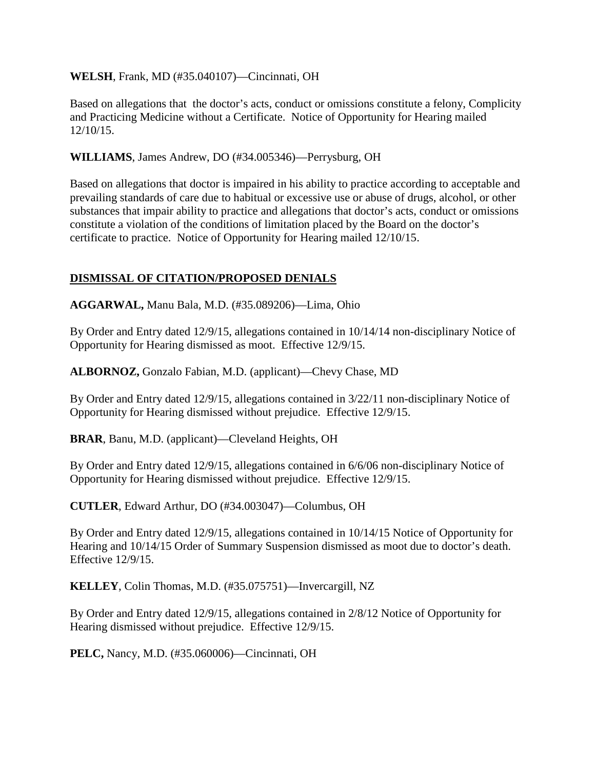**WELSH**, Frank, MD (#35.040107)—Cincinnati, OH

Based on allegations that the doctor's acts, conduct or omissions constitute a felony, Complicity and Practicing Medicine without a Certificate. Notice of Opportunity for Hearing mailed 12/10/15.

**WILLIAMS**, James Andrew, DO (#34.005346)—Perrysburg, OH

Based on allegations that doctor is impaired in his ability to practice according to acceptable and prevailing standards of care due to habitual or excessive use or abuse of drugs, alcohol, or other substances that impair ability to practice and allegations that doctor's acts, conduct or omissions constitute a violation of the conditions of limitation placed by the Board on the doctor's certificate to practice. Notice of Opportunity for Hearing mailed 12/10/15.

## DISMISSAL OF CITATION/PROPOSED DENIALS

**AGGARWAL,** Manu Bala, M.D. (#35.089206)—Lima, Ohio

By Order and Entry dated 12/9/15, allegations contained in 10/14/14 non-disciplinary Notice of Opportunity for Hearing dismissed as moot. Effective 12/9/15.

**ALBORNOZ,** Gonzalo Fabian, M.D. (applicant)—Chevy Chase, MD

By Order and Entry dated 12/9/15, allegations contained in 3/22/11 non-disciplinary Notice of Opportunity for Hearing dismissed without prejudice. Effective 12/9/15.

**BRAR**, Banu, M.D. (applicant)—Cleveland Heights, OH

By Order and Entry dated 12/9/15, allegations contained in 6/6/06 non-disciplinary Notice of Opportunity for Hearing dismissed without prejudice. Effective 12/9/15.

**CUTLER**, Edward Arthur, DO (#34.003047)—Columbus, OH

By Order and Entry dated 12/9/15, allegations contained in 10/14/15 Notice of Opportunity for Hearing and 10/14/15 Order of Summary Suspension dismissed as moot due to doctor's death. Effective 12/9/15.

**KELLEY**, Colin Thomas, M.D. (#35.075751)—Invercargill, NZ

By Order and Entry dated 12/9/15, allegations contained in 2/8/12 Notice of Opportunity for Hearing dismissed without prejudice. Effective 12/9/15.

**PELC,** Nancy, M.D. (#35.060006)—Cincinnati, OH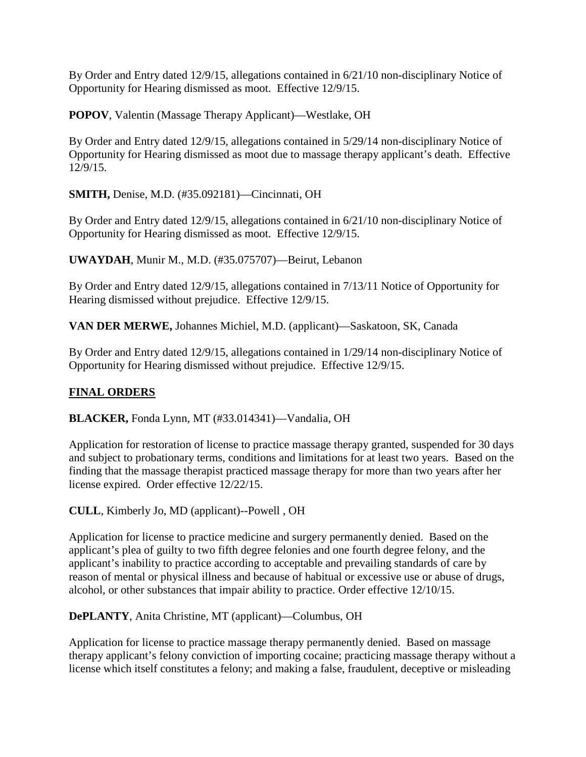By Order and Entry dated 12/9/15, allegations contained in 6/21/10 non-disciplinary Notice of Opportunity for Hearing dismissed as moot. Effective 12/9/15.

**POPOV**, Valentin (Massage Therapy Applicant)—Westlake, OH

By Order and Entry dated 12/9/15, allegations contained in 5/29/14 non-disciplinary Notice of Opportunity for Hearing dismissed as moot due to massage therapy applicant's death. Effective 12/9/15.

**SMITH,** Denise, M.D. (#35.092181)—Cincinnati, OH

By Order and Entry dated 12/9/15, allegations contained in 6/21/10 non-disciplinary Notice of Opportunity for Hearing dismissed as moot. Effective 12/9/15.

**UWAYDAH**, Munir M., M.D. (#35.075707)—Beirut, Lebanon

By Order and Entry dated 12/9/15, allegations contained in 7/13/11 Notice of Opportunity for Hearing dismissed without prejudice. Effective 12/9/15.

**VAN DER MERWE,** Johannes Michiel, M.D. (applicant)—Saskatoon, SK, Canada

By Order and Entry dated 12/9/15, allegations contained in 1/29/14 non-disciplinary Notice of Opportunity for Hearing dismissed without prejudice. Effective 12/9/15.

## FINAL ORDERS

**BLACKER,** Fonda Lynn, MT (#33.014341)—Vandalia, OH

Application for restoration of license to practice massage therapy granted, suspended for 30 days and subject to probationary terms, conditions and limitations for at least two years. Based on the finding that the massage therapist practiced massage therapy for more than two years after her license expired. Order effective 12/22/15.

**CULL**, Kimberly Jo, MD (applicant)--Powell , OH

Application for license to practice medicine and surgery permanently denied. Based on the applicant's plea of guilty to two fifth degree felonies and one fourth degree felony, and the applicant's inability to practice according to acceptable and prevailing standards of care by reason of mental or physical illness and because of habitual or excessive use or abuse of drugs, alcohol, or other substances that impair ability to practice. Order effective 12/10/15.

**DePLANTY**, Anita Christine, MT (applicant)—Columbus, OH

Application for license to practice massage therapy permanently denied. Based on massage therapy applicant's felony conviction of importing cocaine; practicing massage therapy without a license which itself constitutes a felony; and making a false, fraudulent, deceptive or misleading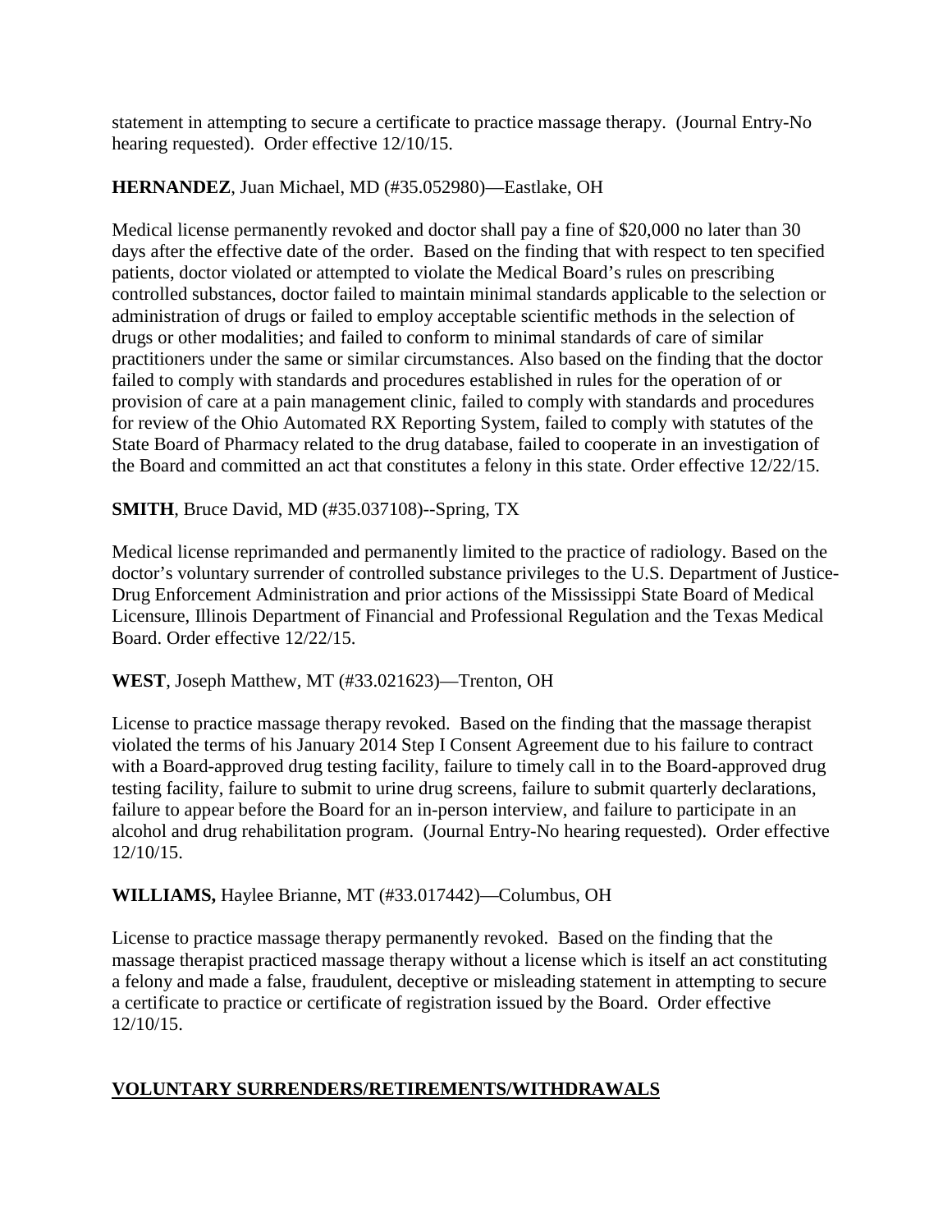statement in attempting to secure a certificate to practice massage therapy. (Journal Entry-No hearing requested). Order effective 12/10/15.

**HERNANDEZ**, Juan Michael, MD (#35.052980)—Eastlake, OH

Medical license permanently revoked and doctor shall pay a fine of $20,000 no later than 30 days after the effective date of the order. Based on the finding that with respect to ten specified patients, doctor violated or attempted to violate the Medical Board's rules on prescribing controlled substances, doctor failed to maintain minimal standards applicable to the selection or administration of drugs or failed to employ acceptable scientific methods in the selection of drugs or other modalities; and failed to conform to minimal standards of care of similar practitioners under the same or similar circumstances. Also based on the finding that the doctor failed to comply with standards and procedures established in rules for the operation of or provision of care at a pain management clinic, failed to comply with standards and procedures for review of the Ohio Automated RX Reporting System, failed to comply with statutes of the State Board of Pharmacy related to the drug database, failed to cooperate in an investigation of the Board and committed an act that constitutes a felony in this state. Order effective 12/22/15.

**SMITH**, Bruce David, MD (#35.037108)--Spring, TX

Medical license reprimanded and permanently limited to the practice of radiology. Based on the doctor's voluntary surrender of controlled substance privileges to the U.S. Department of Justice-Drug Enforcement Administration and prior actions of the Mississippi State Board of Medical Licensure, Illinois Department of Financial and Professional Regulation and the Texas Medical Board. Order effective 12/22/15.

**WEST**, Joseph Matthew, MT (#33.021623)—Trenton, OH

License to practice massage therapy revoked. Based on the finding that the massage therapist violated the terms of his January 2014 Step I Consent Agreement due to his failure to contract with a Board-approved drug testing facility, failure to timely call in to the Board-approved drug testing facility, failure to submit to urine drug screens, failure to submit quarterly declarations, failure to appear before the Board for an in-person interview, and failure to participate in an alcohol and drug rehabilitation program. (Journal Entry-No hearing requested). Order effective 12/10/15.

**WILLIAMS,** Haylee Brianne, MT (#33.017442)—Columbus, OH

License to practice massage therapy permanently revoked. Based on the finding that the massage therapist practiced massage therapy without a license which is itself an act constituting a felony and made a false, fraudulent, deceptive or misleading statement in attempting to secure a certificate to practice or certificate of registration issued by the Board. Order effective 12/10/15.

## VOLUNTARY SURRENDERS/RETIREMENTS/WITHDRAWALS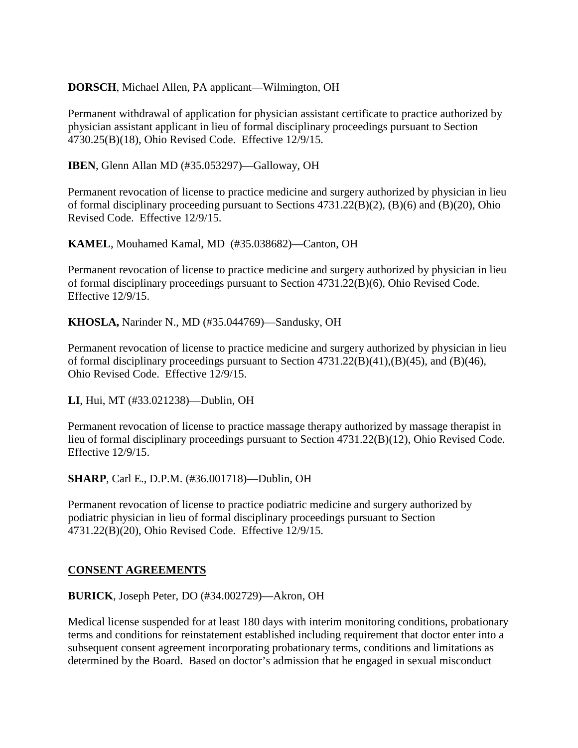**DORSCH**, Michael Allen, PA applicant—Wilmington, OH

Permanent withdrawal of application for physician assistant certificate to practice authorized by physician assistant applicant in lieu of formal disciplinary proceedings pursuant to Section 4730.25(B)(18), Ohio Revised Code. Effective 12/9/15.

**IBEN**, Glenn Allan MD (#35.053297)—Galloway, OH

Permanent revocation of license to practice medicine and surgery authorized by physician in lieu of formal disciplinary proceeding pursuant to Sections 4731.22(B)(2), (B)(6) and (B)(20), Ohio Revised Code. Effective 12/9/15.

**KAMEL**, Mouhamed Kamal, MD (#35.038682)—Canton, OH

Permanent revocation of license to practice medicine and surgery authorized by physician in lieu of formal disciplinary proceedings pursuant to Section 4731.22(B)(6), Ohio Revised Code. Effective 12/9/15.

**KHOSLA,** Narinder N., MD (#35.044769)—Sandusky, OH

Permanent revocation of license to practice medicine and surgery authorized by physician in lieu of formal disciplinary proceedings pursuant to Section 4731.22(B)(41),(B)(45), and (B)(46), Ohio Revised Code. Effective 12/9/15.

**LI**, Hui, MT (#33.021238)—Dublin, OH

Permanent revocation of license to practice massage therapy authorized by massage therapist in lieu of formal disciplinary proceedings pursuant to Section 4731.22(B)(12), Ohio Revised Code. Effective 12/9/15.

**SHARP**, Carl E., D.P.M. (#36.001718)—Dublin, OH

Permanent revocation of license to practice podiatric medicine and surgery authorized by podiatric physician in lieu of formal disciplinary proceedings pursuant to Section 4731.22(B)(20), Ohio Revised Code. Effective 12/9/15.

## CONSENT AGREEMENTS

**BURICK**, Joseph Peter, DO (#34.002729)—Akron, OH

Medical license suspended for at least 180 days with interim monitoring conditions, probationary terms and conditions for reinstatement established including requirement that doctor enter into a subsequent consent agreement incorporating probationary terms, conditions and limitations as determined by the Board. Based on doctor's admission that he engaged in sexual misconduct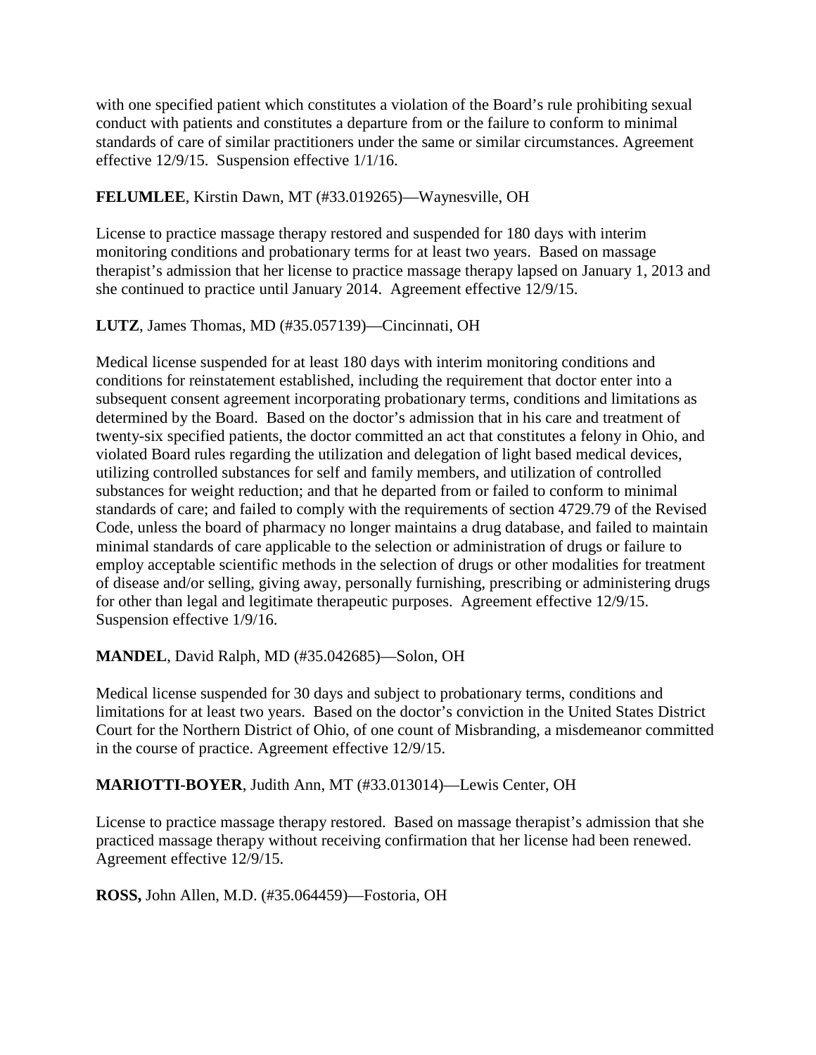with one specified patient which constitutes a violation of the Board's rule prohibiting sexual conduct with patients and constitutes a departure from or the failure to conform to minimal standards of care of similar practitioners under the same or similar circumstances. Agreement effective 12/9/15. Suspension effective 1/1/16.

**FELUMLEE**, Kirstin Dawn, MT (#33.019265)—Waynesville, OH

License to practice massage therapy restored and suspended for 180 days with interim monitoring conditions and probationary terms for at least two years. Based on massage therapist's admission that her license to practice massage therapy lapsed on January 1, 2013 and she continued to practice until January 2014. Agreement effective 12/9/15.

**LUTZ**, James Thomas, MD (#35.057139)—Cincinnati, OH

Medical license suspended for at least 180 days with interim monitoring conditions and conditions for reinstatement established, including the requirement that doctor enter into a subsequent consent agreement incorporating probationary terms, conditions and limitations as determined by the Board. Based on the doctor's admission that in his care and treatment of twenty-six specified patients, the doctor committed an act that constitutes a felony in Ohio, and violated Board rules regarding the utilization and delegation of light based medical devices, utilizing controlled substances for self and family members, and utilization of controlled substances for weight reduction; and that he departed from or failed to conform to minimal standards of care; and failed to comply with the requirements of section 4729.79 of the Revised Code, unless the board of pharmacy no longer maintains a drug database, and failed to maintain minimal standards of care applicable to the selection or administration of drugs or failure to employ acceptable scientific methods in the selection of drugs or other modalities for treatment of disease and/or selling, giving away, personally furnishing, prescribing or administering drugs for other than legal and legitimate therapeutic purposes. Agreement effective 12/9/15. Suspension effective 1/9/16.

**MANDEL**, David Ralph, MD (#35.042685)—Solon, OH

Medical license suspended for 30 days and subject to probationary terms, conditions and limitations for at least two years. Based on the doctor's conviction in the United States District Court for the Northern District of Ohio, of one count of Misbranding, a misdemeanor committed in the course of practice. Agreement effective 12/9/15.

**MARIOTTI-BOYER**, Judith Ann, MT (#33.013014)—Lewis Center, OH

License to practice massage therapy restored. Based on massage therapist's admission that she practiced massage therapy without receiving confirmation that her license had been renewed. Agreement effective 12/9/15.

**ROSS,** John Allen, M.D. (#35.064459)—Fostoria, OH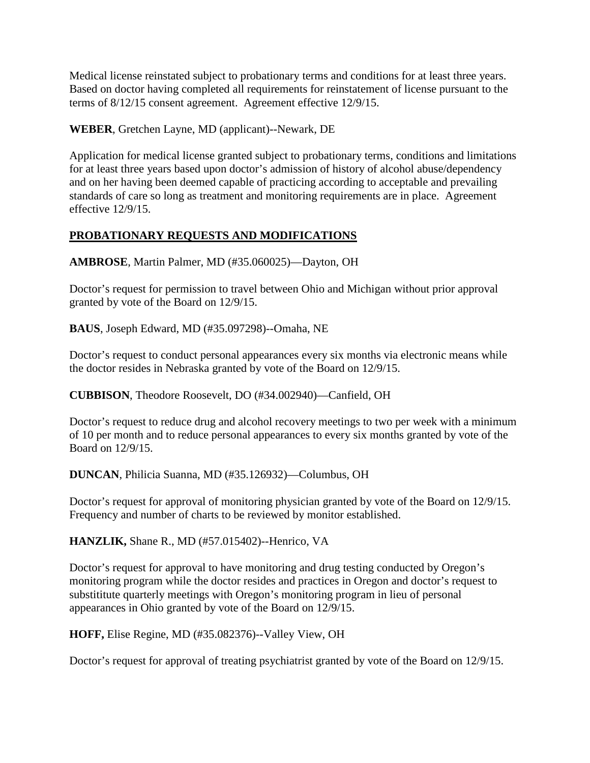Medical license reinstated subject to probationary terms and conditions for at least three years. Based on doctor having completed all requirements for reinstatement of license pursuant to the terms of 8/12/15 consent agreement. Agreement effective 12/9/15.

**WEBER**, Gretchen Layne, MD (applicant)--Newark, DE

Application for medical license granted subject to probationary terms, conditions and limitations for at least three years based upon doctor's admission of history of alcohol abuse/dependency and on her having been deemed capable of practicing according to acceptable and prevailing standards of care so long as treatment and monitoring requirements are in place. Agreement effective 12/9/15.

## PROBATIONARY REQUESTS AND MODIFICATIONS

**AMBROSE**, Martin Palmer, MD (#35.060025)—Dayton, OH

Doctor's request for permission to travel between Ohio and Michigan without prior approval granted by vote of the Board on 12/9/15.

**BAUS**, Joseph Edward, MD (#35.097298)--Omaha, NE

Doctor's request to conduct personal appearances every six months via electronic means while the doctor resides in Nebraska granted by vote of the Board on 12/9/15.

**CUBBISON**, Theodore Roosevelt, DO (#34.002940)—Canfield, OH

Doctor's request to reduce drug and alcohol recovery meetings to two per week with a minimum of 10 per month and to reduce personal appearances to every six months granted by vote of the Board on 12/9/15.

**DUNCAN**, Philicia Suanna, MD (#35.126932)—Columbus, OH

Doctor's request for approval of monitoring physician granted by vote of the Board on 12/9/15. Frequency and number of charts to be reviewed by monitor established.

**HANZLIK,** Shane R., MD (#57.015402)--Henrico, VA

Doctor's request for approval to have monitoring and drug testing conducted by Oregon's monitoring program while the doctor resides and practices in Oregon and doctor's request to substititute quarterly meetings with Oregon's monitoring program in lieu of personal appearances in Ohio granted by vote of the Board on 12/9/15.

**HOFF,** Elise Regine, MD (#35.082376)--Valley View, OH

Doctor's request for approval of treating psychiatrist granted by vote of the Board on 12/9/15.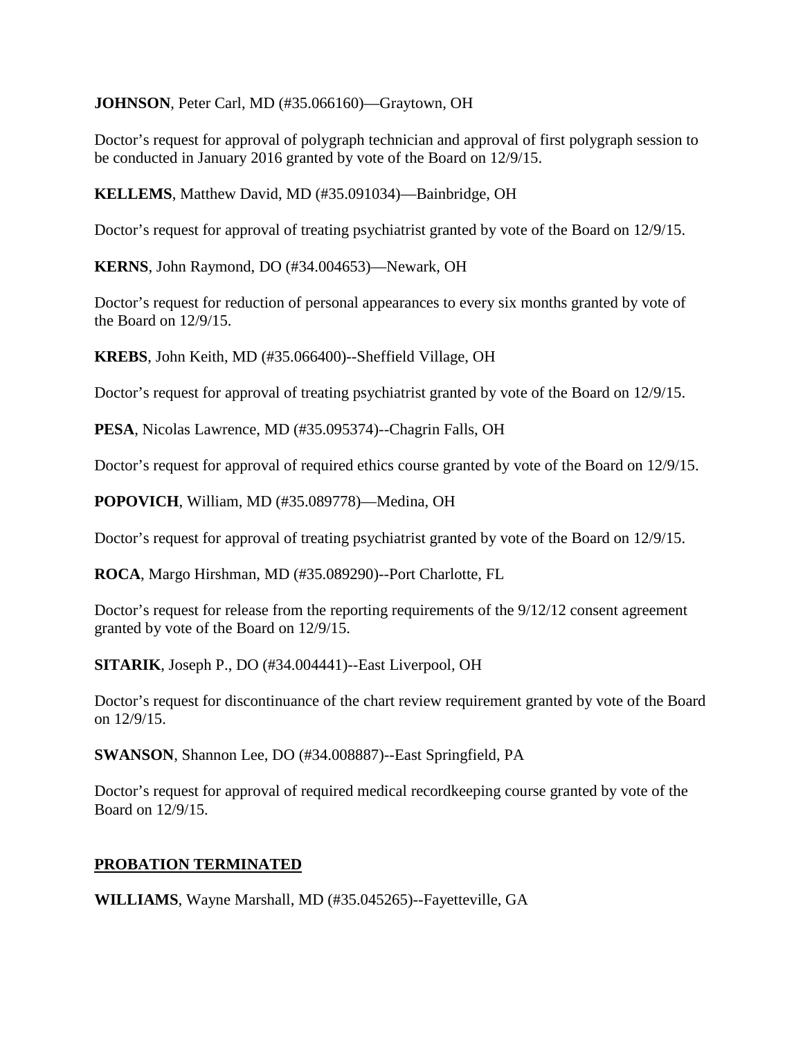**JOHNSON**, Peter Carl, MD (#35.066160)—Graytown, OH

Doctor's request for approval of polygraph technician and approval of first polygraph session to be conducted in January 2016 granted by vote of the Board on 12/9/15.

**KELLEMS**, Matthew David, MD (#35.091034)—Bainbridge, OH

Doctor's request for approval of treating psychiatrist granted by vote of the Board on 12/9/15.

**KERNS**, John Raymond, DO (#34.004653)—Newark, OH

Doctor's request for reduction of personal appearances to every six months granted by vote of the Board on 12/9/15.

**KREBS**, John Keith, MD (#35.066400)--Sheffield Village, OH

Doctor's request for approval of treating psychiatrist granted by vote of the Board on 12/9/15.

**PESA**, Nicolas Lawrence, MD (#35.095374)--Chagrin Falls, OH

Doctor's request for approval of required ethics course granted by vote of the Board on 12/9/15.

**POPOVICH**, William, MD (#35.089778)—Medina, OH

Doctor's request for approval of treating psychiatrist granted by vote of the Board on 12/9/15.

**ROCA**, Margo Hirshman, MD (#35.089290)--Port Charlotte, FL

Doctor's request for release from the reporting requirements of the 9/12/12 consent agreement granted by vote of the Board on 12/9/15.

**SITARIK**, Joseph P., DO (#34.004441)--East Liverpool, OH

Doctor's request for discontinuance of the chart review requirement granted by vote of the Board on 12/9/15.

**SWANSON**, Shannon Lee, DO (#34.008887)--East Springfield, PA

Doctor's request for approval of required medical recordkeeping course granted by vote of the Board on 12/9/15.

## PROBATION TERMINATED

**WILLIAMS**, Wayne Marshall, MD (#35.045265)--Fayetteville, GA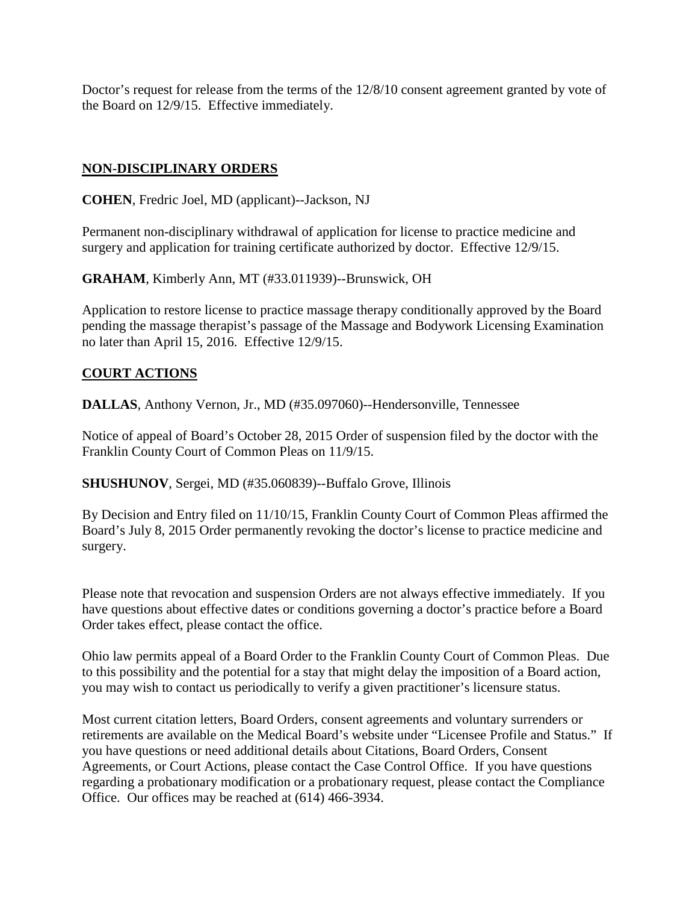Doctor's request for release from the terms of the 12/8/10 consent agreement granted by vote of the Board on 12/9/15. Effective immediately.

## NON-DISCIPLINARY ORDERS

**COHEN**, Fredric Joel, MD (applicant)--Jackson, NJ

Permanent non-disciplinary withdrawal of application for license to practice medicine and surgery and application for training certificate authorized by doctor. Effective 12/9/15.

**GRAHAM**, Kimberly Ann, MT (#33.011939)--Brunswick, OH

Application to restore license to practice massage therapy conditionally approved by the Board pending the massage therapist's passage of the Massage and Bodywork Licensing Examination no later than April 15, 2016. Effective 12/9/15.

## COURT ACTIONS

**DALLAS**, Anthony Vernon, Jr., MD (#35.097060)--Hendersonville, Tennessee

Notice of appeal of Board's October 28, 2015 Order of suspension filed by the doctor with the Franklin County Court of Common Pleas on 11/9/15.

**SHUSHUNOV**, Sergei, MD (#35.060839)--Buffalo Grove, Illinois

By Decision and Entry filed on 11/10/15, Franklin County Court of Common Pleas affirmed the Board's July 8, 2015 Order permanently revoking the doctor's license to practice medicine and surgery.

Please note that revocation and suspension Orders are not always effective immediately. If you have questions about effective dates or conditions governing a doctor's practice before a Board Order takes effect, please contact the office.

Ohio law permits appeal of a Board Order to the Franklin County Court of Common Pleas. Due to this possibility and the potential for a stay that might delay the imposition of a Board action, you may wish to contact us periodically to verify a given practitioner's licensure status.

Most current citation letters, Board Orders, consent agreements and voluntary surrenders or retirements are available on the Medical Board's website under "Licensee Profile and Status." If you have questions or need additional details about Citations, Board Orders, Consent Agreements, or Court Actions, please contact the Case Control Office. If you have questions regarding a probationary modification or a probationary request, please contact the Compliance Office. Our offices may be reached at (614) 466-3934.